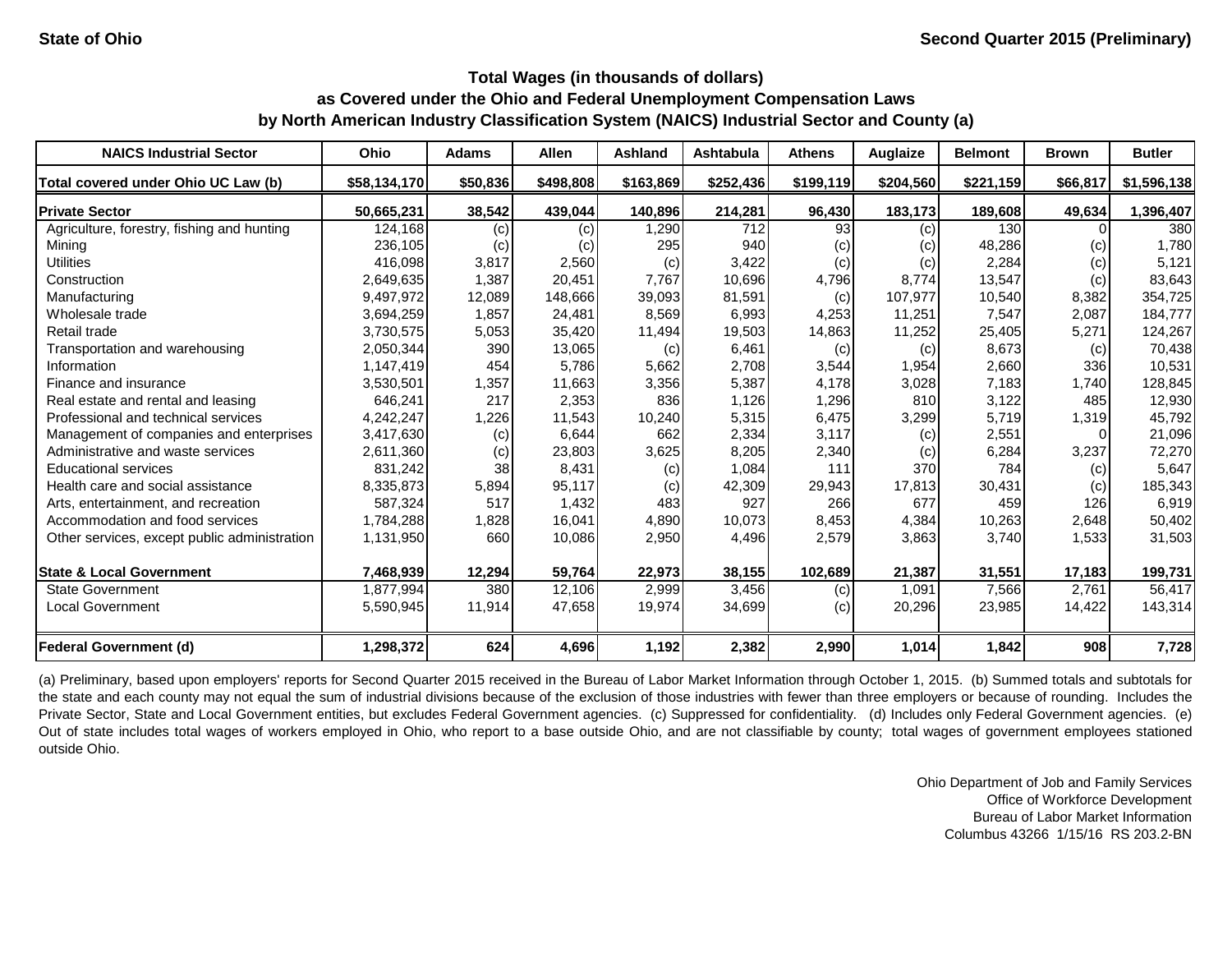State of Ohio　　　　Second Quarter 2015 (Preliminary)

## Total Wages (in thousands of dollars) as Covered under the Ohio and Federal Unemployment Compensation Laws by North American Industry Classification System (NAICS) Industrial Sector and County (a)

| NAICS Industrial Sector | Ohio | Adams | Allen | Ashland | Ashtabula | Athens | Auglaize | Belmont | Brown | Butler |
|---|---|---|---|---|---|---|---|---|---|---|
| **Total covered under Ohio UC Law (b)** | **$58,134,170** | **$50,836** | **$498,808** | **$163,869** | **$252,436** | **$199,119** | **$204,560** | **$221,159** | **$66,817** | **$1,596,138** |
| **Private Sector** | **50,665,231** | **38,542** | **439,044** | **140,896** | **214,281** | **96,430** | **183,173** | **189,608** | **49,634** | **1,396,407** |
| Agriculture, forestry, fishing and hunting | 124,168 | (c) | (c) | 1,290 | 712 | 93 | (c) | 130 | 0 | 380 |
| Mining | 236,105 | (c) | (c) | 295 | 940 | (c) | (c) | 48,286 | (c) | 1,780 |
| Utilities | 416,098 | 3,817 | 2,560 | (c) | 3,422 | (c) | (c) | 2,284 | (c) | 5,121 |
| Construction | 2,649,635 | 1,387 | 20,451 | 7,767 | 10,696 | 4,796 | 8,774 | 13,547 | (c) | 83,643 |
| Manufacturing | 9,497,972 | 12,089 | 148,666 | 39,093 | 81,591 | (c) | 107,977 | 10,540 | 8,382 | 354,725 |
| Wholesale trade | 3,694,259 | 1,857 | 24,481 | 8,569 | 6,993 | 4,253 | 11,251 | 7,547 | 2,087 | 184,777 |
| Retail trade | 3,730,575 | 5,053 | 35,420 | 11,494 | 19,503 | 14,863 | 11,252 | 25,405 | 5,271 | 124,267 |
| Transportation and warehousing | 2,050,344 | 390 | 13,065 | (c) | 6,461 | (c) | (c) | 8,673 | (c) | 70,438 |
| Information | 1,147,419 | 454 | 5,786 | 5,662 | 2,708 | 3,544 | 1,954 | 2,660 | 336 | 10,531 |
| Finance and insurance | 3,530,501 | 1,357 | 11,663 | 3,356 | 5,387 | 4,178 | 3,028 | 7,183 | 1,740 | 128,845 |
| Real estate and rental and leasing | 646,241 | 217 | 2,353 | 836 | 1,126 | 1,296 | 810 | 3,122 | 485 | 12,930 |
| Professional and technical services | 4,242,247 | 1,226 | 11,543 | 10,240 | 5,315 | 6,475 | 3,299 | 5,719 | 1,319 | 45,792 |
| Management of companies and enterprises | 3,417,630 | (c) | 6,644 | 662 | 2,334 | 3,117 | (c) | 2,551 | 0 | 21,096 |
| Administrative and waste services | 2,611,360 | (c) | 23,803 | 3,625 | 8,205 | 2,340 | (c) | 6,284 | 3,237 | 72,270 |
| Educational services | 831,242 | 38 | 8,431 | (c) | 1,084 | 111 | 370 | 784 | (c) | 5,647 |
| Health care and social assistance | 8,335,873 | 5,894 | 95,117 | (c) | 42,309 | 29,943 | 17,813 | 30,431 | (c) | 185,343 |
| Arts, entertainment, and recreation | 587,324 | 517 | 1,432 | 483 | 927 | 266 | 677 | 459 | 126 | 6,919 |
| Accommodation and food services | 1,784,288 | 1,828 | 16,041 | 4,890 | 10,073 | 8,453 | 4,384 | 10,263 | 2,648 | 50,402 |
| Other services, except public administration | 1,131,950 | 660 | 10,086 | 2,950 | 4,496 | 2,579 | 3,863 | 3,740 | 1,533 | 31,503 |
| **State & Local Government** | **7,468,939** | **12,294** | **59,764** | **22,973** | **38,155** | **102,689** | **21,387** | **31,551** | **17,183** | **199,731** |
| State Government | 1,877,994 | 380 | 12,106 | 2,999 | 3,456 | (c) | 1,091 | 7,566 | 2,761 | 56,417 |
| Local Government | 5,590,945 | 11,914 | 47,658 | 19,974 | 34,699 | (c) | 20,296 | 23,985 | 14,422 | 143,314 |
| **Federal Government (d)** | **1,298,372** | **624** | **4,696** | **1,192** | **2,382** | **2,990** | **1,014** | **1,842** | **908** | **7,728** |

(a) Preliminary, based upon employers' reports for Second Quarter 2015 received in the Bureau of Labor Market Information through October 1, 2015. (b) Summed totals and subtotals for the state and each county may not equal the sum of industrial divisions because of the exclusion of those industries with fewer than three employers or because of rounding. Includes the Private Sector, State and Local Government entities, but excludes Federal Government agencies. (c) Suppressed for confidentiality. (d) Includes only Federal Government agencies. (e) Out of state includes total wages of workers employed in Ohio, who report to a base outside Ohio, and are not classifiable by county; total wages of government employees stationed outside Ohio.

Ohio Department of Job and Family Services
Office of Workforce Development
Bureau of Labor Market Information
Columbus 43266 1/15/16 RS 203.2-BN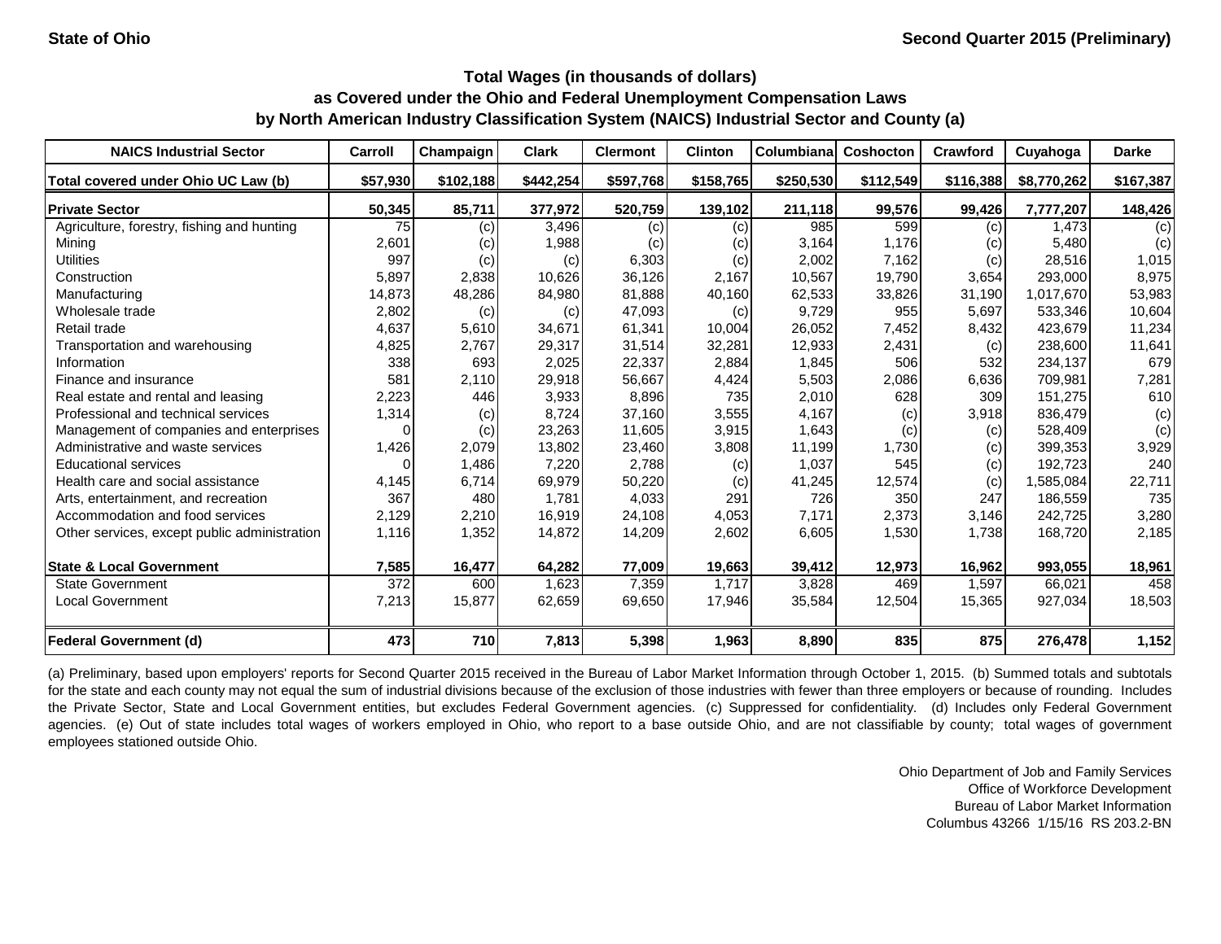State of Ohio

Second Quarter 2015 (Preliminary)

## Total Wages (in thousands of dollars)
## as Covered under the Ohio and Federal Unemployment Compensation Laws
## by North American Industry Classification System (NAICS) Industrial Sector and County (a)

| NAICS Industrial Sector | Carroll | Champaign | Clark | Clermont | Clinton | Columbiana | Coshocton | Crawford | Cuyahoga | Darke |
|---|---|---|---|---|---|---|---|---|---|---|
| Total covered under Ohio UC Law (b) | $57,930 | $102,188 | $442,254 | $597,768 | $158,765 | $250,530 | $112,549 | $116,388 | $8,770,262 | $167,387 |
| **Private Sector** | **50,345** | **85,711** | **377,972** | **520,759** | **139,102** | **211,118** | **99,576** | **99,426** | **7,777,207** | **148,426** |
| Agriculture, forestry, fishing and hunting | 75 | (c) | 3,496 | (c) | (c) | 985 | 599 | (c) | 1,473 | (c) |
| Mining | 2,601 | (c) | 1,988 | (c) | (c) | 3,164 | 1,176 | (c) | 5,480 | (c) |
| Utilities | 997 | (c) | (c) | 6,303 | (c) | 2,002 | 7,162 | (c) | 28,516 | 1,015 |
| Construction | 5,897 | 2,838 | 10,626 | 36,126 | 2,167 | 10,567 | 19,790 | 3,654 | 293,000 | 8,975 |
| Manufacturing | 14,873 | 48,286 | 84,980 | 81,888 | 40,160 | 62,533 | 33,826 | 31,190 | 1,017,670 | 53,983 |
| Wholesale trade | 2,802 | (c) | (c) | 47,093 | (c) | 9,729 | 955 | 5,697 | 533,346 | 10,604 |
| Retail trade | 4,637 | 5,610 | 34,671 | 61,341 | 10,004 | 26,052 | 7,452 | 8,432 | 423,679 | 11,234 |
| Transportation and warehousing | 4,825 | 2,767 | 29,317 | 31,514 | 32,281 | 12,933 | 2,431 | (c) | 238,600 | 11,641 |
| Information | 338 | 693 | 2,025 | 22,337 | 2,884 | 1,845 | 506 | 532 | 234,137 | 679 |
| Finance and insurance | 581 | 2,110 | 29,918 | 56,667 | 4,424 | 5,503 | 2,086 | 6,636 | 709,981 | 7,281 |
| Real estate and rental and leasing | 2,223 | 446 | 3,933 | 8,896 | 735 | 2,010 | 628 | 309 | 151,275 | 610 |
| Professional and technical services | 1,314 | (c) | 8,724 | 37,160 | 3,555 | 4,167 | (c) | 3,918 | 836,479 | (c) |
| Management of companies and enterprises | 0 | (c) | 23,263 | 11,605 | 3,915 | 1,643 | (c) | (c) | 528,409 | (c) |
| Administrative and waste services | 1,426 | 2,079 | 13,802 | 23,460 | 3,808 | 11,199 | 1,730 | (c) | 399,353 | 3,929 |
| Educational services | 0 | 1,486 | 7,220 | 2,788 | (c) | 1,037 | 545 | (c) | 192,723 | 240 |
| Health care and social assistance | 4,145 | 6,714 | 69,979 | 50,220 | (c) | 41,245 | 12,574 | (c) | 1,585,084 | 22,711 |
| Arts, entertainment, and recreation | 367 | 480 | 1,781 | 4,033 | 291 | 726 | 350 | 247 | 186,559 | 735 |
| Accommodation and food services | 2,129 | 2,210 | 16,919 | 24,108 | 4,053 | 7,171 | 2,373 | 3,146 | 242,725 | 3,280 |
| Other services, except public administration | 1,116 | 1,352 | 14,872 | 14,209 | 2,602 | 6,605 | 1,530 | 1,738 | 168,720 | 2,185 |
| **State & Local Government** | **7,585** | **16,477** | **64,282** | **77,009** | **19,663** | **39,412** | **12,973** | **16,962** | **993,055** | **18,961** |
| State Government | 372 | 600 | 1,623 | 7,359 | 1,717 | 3,828 | 469 | 1,597 | 66,021 | 458 |
| Local Government | 7,213 | 15,877 | 62,659 | 69,650 | 17,946 | 35,584 | 12,504 | 15,365 | 927,034 | 18,503 |
| **Federal Government (d)** | **473** | **710** | **7,813** | **5,398** | **1,963** | **8,890** | **835** | **875** | **276,478** | **1,152** |

(a) Preliminary, based upon employers' reports for Second Quarter 2015 received in the Bureau of Labor Market Information through October 1, 2015. (b) Summed totals and subtotals for the state and each county may not equal the sum of industrial divisions because of the exclusion of those industries with fewer than three employers or because of rounding. Includes the Private Sector, State and Local Government entities, but excludes Federal Government agencies. (c) Suppressed for confidentiality. (d) Includes only Federal Government agencies. (e) Out of state includes total wages of workers employed in Ohio, who report to a base outside Ohio, and are not classifiable by county; total wages of government employees stationed outside Ohio.

Ohio Department of Job and Family Services
Office of Workforce Development
Bureau of Labor Market Information
Columbus 43266 1/15/16 RS 203.2-BN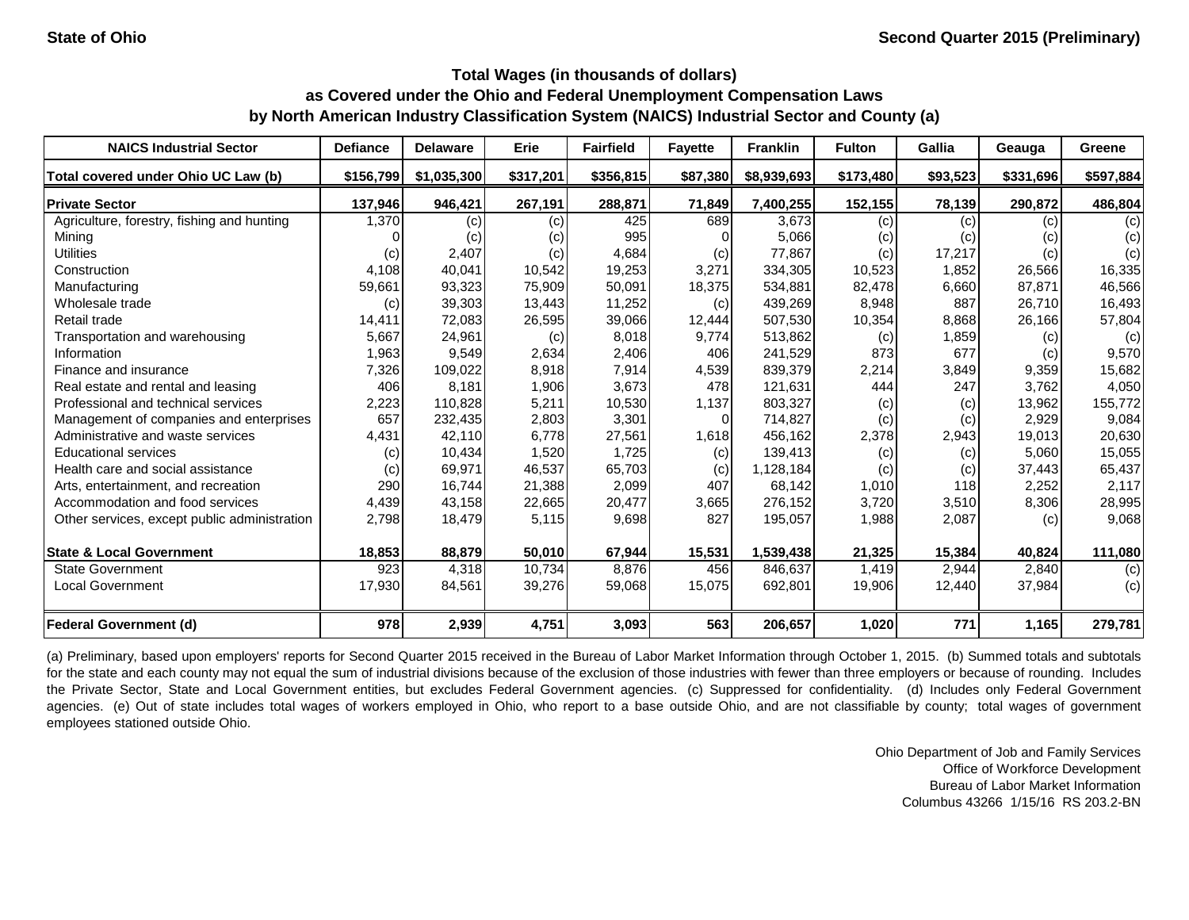State of Ohio

Second Quarter 2015 (Preliminary)

**Total Wages (in thousands of dollars)**
**as Covered under the Ohio and Federal Unemployment Compensation Laws**
**by North American Industry Classification System (NAICS) Industrial Sector and County (a)**

| NAICS Industrial Sector | Defiance | Delaware | Erie | Fairfield | Fayette | Franklin | Fulton | Gallia | Geauga | Greene |
|---|---|---|---|---|---|---|---|---|---|---|
| Total covered under Ohio UC Law (b) | $156,799 | $1,035,300 | $317,201 | $356,815 | $87,380 | $8,939,693 | $173,480 | $93,523 | $331,696 | $597,884 |
| **Private Sector** | **137,946** | **946,421** | **267,191** | **288,871** | **71,849** | **7,400,255** | **152,155** | **78,139** | **290,872** | **486,804** |
| Agriculture, forestry, fishing and hunting | 1,370 | (c) | (c) | 425 | 689 | 3,673 | (c) | (c) | (c) | (c) |
| Mining | 0 | (c) | (c) | 995 | 0 | 5,066 | (c) | (c) | (c) | (c) |
| Utilities | (c) | 2,407 | (c) | 4,684 | (c) | 77,867 | (c) | 17,217 | (c) | (c) |
| Construction | 4,108 | 40,041 | 10,542 | 19,253 | 3,271 | 334,305 | 10,523 | 1,852 | 26,566 | 16,335 |
| Manufacturing | 59,661 | 93,323 | 75,909 | 50,091 | 18,375 | 534,881 | 82,478 | 6,660 | 87,871 | 46,566 |
| Wholesale trade | (c) | 39,303 | 13,443 | 11,252 | (c) | 439,269 | 8,948 | 887 | 26,710 | 16,493 |
| Retail trade | 14,411 | 72,083 | 26,595 | 39,066 | 12,444 | 507,530 | 10,354 | 8,868 | 26,166 | 57,804 |
| Transportation and warehousing | 5,667 | 24,961 | (c) | 8,018 | 9,774 | 513,862 | (c) | 1,859 | (c) | (c) |
| Information | 1,963 | 9,549 | 2,634 | 2,406 | 406 | 241,529 | 873 | 677 | (c) | 9,570 |
| Finance and insurance | 7,326 | 109,022 | 8,918 | 7,914 | 4,539 | 839,379 | 2,214 | 3,849 | 9,359 | 15,682 |
| Real estate and rental and leasing | 406 | 8,181 | 1,906 | 3,673 | 478 | 121,631 | 444 | 247 | 3,762 | 4,050 |
| Professional and technical services | 2,223 | 110,828 | 5,211 | 10,530 | 1,137 | 803,327 | (c) | (c) | 13,962 | 155,772 |
| Management of companies and enterprises | 657 | 232,435 | 2,803 | 3,301 | 0 | 714,827 | (c) | (c) | 2,929 | 9,084 |
| Administrative and waste services | 4,431 | 42,110 | 6,778 | 27,561 | 1,618 | 456,162 | 2,378 | 2,943 | 19,013 | 20,630 |
| Educational services | (c) | 10,434 | 1,520 | 1,725 | (c) | 139,413 | (c) | (c) | 5,060 | 15,055 |
| Health care and social assistance | (c) | 69,971 | 46,537 | 65,703 | (c) | 1,128,184 | (c) | (c) | 37,443 | 65,437 |
| Arts, entertainment, and recreation | 290 | 16,744 | 21,388 | 2,099 | 407 | 68,142 | 1,010 | 118 | 2,252 | 2,117 |
| Accommodation and food services | 4,439 | 43,158 | 22,665 | 20,477 | 3,665 | 276,152 | 3,720 | 3,510 | 8,306 | 28,995 |
| Other services, except public administration | 2,798 | 18,479 | 5,115 | 9,698 | 827 | 195,057 | 1,988 | 2,087 | (c) | 9,068 |
| **State & Local Government** | **18,853** | **88,879** | **50,010** | **67,944** | **15,531** | **1,539,438** | **21,325** | **15,384** | **40,824** | **111,080** |
| State Government | 923 | 4,318 | 10,734 | 8,876 | 456 | 846,637 | 1,419 | 2,944 | 2,840 | (c) |
| Local Government | 17,930 | 84,561 | 39,276 | 59,068 | 15,075 | 692,801 | 19,906 | 12,440 | 37,984 | (c) |
| **Federal Government (d)** | **978** | **2,939** | **4,751** | **3,093** | **563** | **206,657** | **1,020** | **771** | **1,165** | **279,781** |

(a) Preliminary, based upon employers' reports for Second Quarter 2015 received in the Bureau of Labor Market Information through October 1, 2015. (b) Summed totals and subtotals for the state and each county may not equal the sum of industrial divisions because of the exclusion of those industries with fewer than three employers or because of rounding. Includes the Private Sector, State and Local Government entities, but excludes Federal Government agencies. (c) Suppressed for confidentiality. (d) Includes only Federal Government agencies. (e) Out of state includes total wages of workers employed in Ohio, who report to a base outside Ohio, and are not classifiable by county; total wages of government employees stationed outside Ohio.

Ohio Department of Job and Family Services
Office of Workforce Development
Bureau of Labor Market Information
Columbus 43266 1/15/16 RS 203.2-BN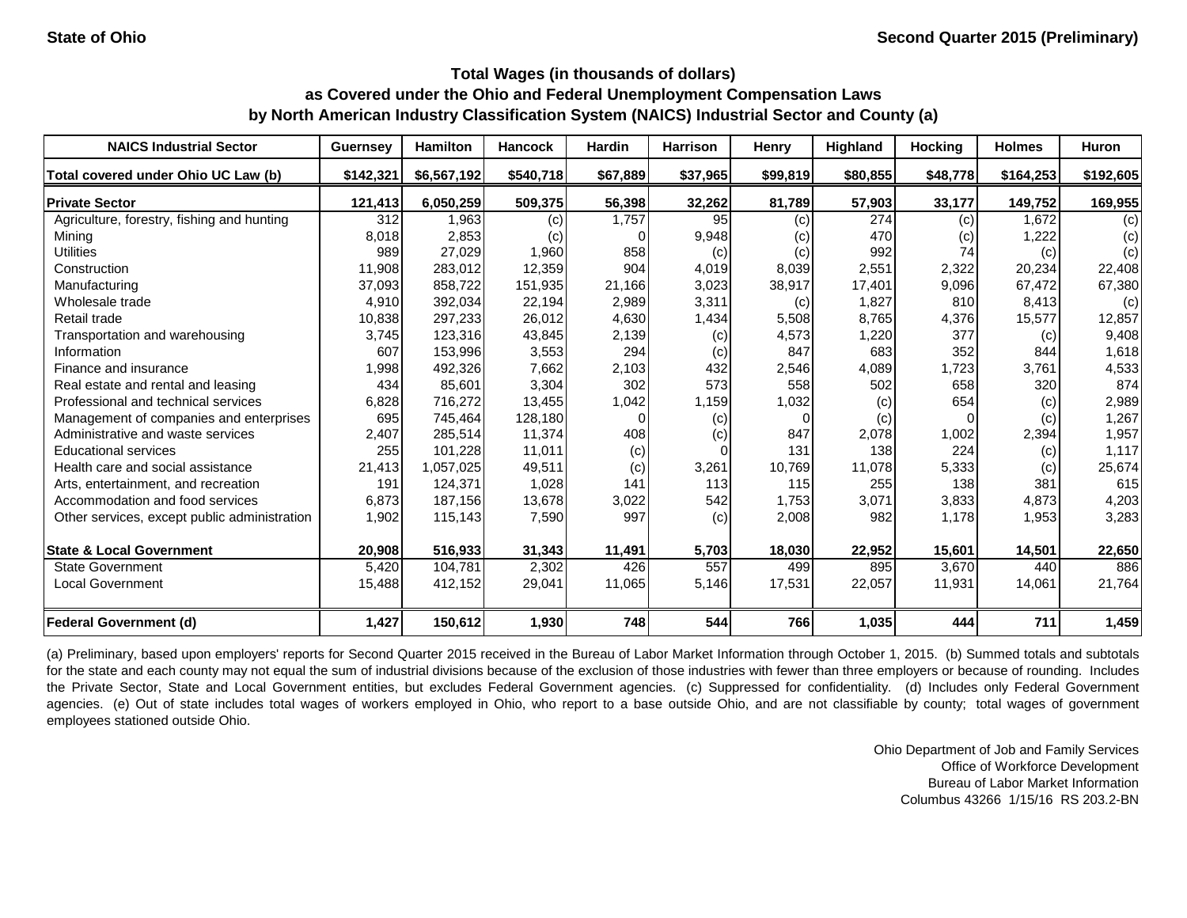State of Ohio

Second Quarter 2015 (Preliminary)

**Total Wages (in thousands of dollars) as Covered under the Ohio and Federal Unemployment Compensation Laws by North American Industry Classification System (NAICS) Industrial Sector and County (a)**

| NAICS Industrial Sector | Guernsey | Hamilton | Hancock | Hardin | Harrison | Henry | Highland | Hocking | Holmes | Huron |
|---|---|---|---|---|---|---|---|---|---|---|
| **Total covered under Ohio UC Law (b)** | **$142,321** | **$6,567,192** | **$540,718** | **$67,889** | **$37,965** | **$99,819** | **$80,855** | **$48,778** | **$164,253** | **$192,605** |
| **Private Sector** | **121,413** | **6,050,259** | **509,375** | **56,398** | **32,262** | **81,789** | **57,903** | **33,177** | **149,752** | **169,955** |
| Agriculture, forestry, fishing and hunting | 312 | 1,963 | (c) | 1,757 | 95 | (c) | 274 | (c) | 1,672 | (c) |
| Mining | 8,018 | 2,853 | (c) | 0 | 9,948 | (c) | 470 | (c) | 1,222 | (c) |
| Utilities | 989 | 27,029 | 1,960 | 858 | (c) | (c) | 992 | 74 | (c) | (c) |
| Construction | 11,908 | 283,012 | 12,359 | 904 | 4,019 | 8,039 | 2,551 | 2,322 | 20,234 | 22,408 |
| Manufacturing | 37,093 | 858,722 | 151,935 | 21,166 | 3,023 | 38,917 | 17,401 | 9,096 | 67,472 | 67,380 |
| Wholesale trade | 4,910 | 392,034 | 22,194 | 2,989 | 3,311 | (c) | 1,827 | 810 | 8,413 | (c) |
| Retail trade | 10,838 | 297,233 | 26,012 | 4,630 | 1,434 | 5,508 | 8,765 | 4,376 | 15,577 | 12,857 |
| Transportation and warehousing | 3,745 | 123,316 | 43,845 | 2,139 | (c) | 4,573 | 1,220 | 377 | (c) | 9,408 |
| Information | 607 | 153,996 | 3,553 | 294 | (c) | 847 | 683 | 352 | 844 | 1,618 |
| Finance and insurance | 1,998 | 492,326 | 7,662 | 2,103 | 432 | 2,546 | 4,089 | 1,723 | 3,761 | 4,533 |
| Real estate and rental and leasing | 434 | 85,601 | 3,304 | 302 | 573 | 558 | 502 | 658 | 320 | 874 |
| Professional and technical services | 6,828 | 716,272 | 13,455 | 1,042 | 1,159 | 1,032 | (c) | 654 | (c) | 2,989 |
| Management of companies and enterprises | 695 | 745,464 | 128,180 | 0 | (c) | 0 | (c) | 0 | (c) | 1,267 |
| Administrative and waste services | 2,407 | 285,514 | 11,374 | 408 | (c) | 847 | 2,078 | 1,002 | 2,394 | 1,957 |
| Educational services | 255 | 101,228 | 11,011 | (c) | 0 | 131 | 138 | 224 | (c) | 1,117 |
| Health care and social assistance | 21,413 | 1,057,025 | 49,511 | (c) | 3,261 | 10,769 | 11,078 | 5,333 | (c) | 25,674 |
| Arts, entertainment, and recreation | 191 | 124,371 | 1,028 | 141 | 113 | 115 | 255 | 138 | 381 | 615 |
| Accommodation and food services | 6,873 | 187,156 | 13,678 | 3,022 | 542 | 1,753 | 3,071 | 3,833 | 4,873 | 4,203 |
| Other services, except public administration | 1,902 | 115,143 | 7,590 | 997 | (c) | 2,008 | 982 | 1,178 | 1,953 | 3,283 |
| **State & Local Government** | **20,908** | **516,933** | **31,343** | **11,491** | **5,703** | **18,030** | **22,952** | **15,601** | **14,501** | **22,650** |
| State Government | 5,420 | 104,781 | 2,302 | 426 | 557 | 499 | 895 | 3,670 | 440 | 886 |
| Local Government | 15,488 | 412,152 | 29,041 | 11,065 | 5,146 | 17,531 | 22,057 | 11,931 | 14,061 | 21,764 |
| **Federal Government (d)** | **1,427** | **150,612** | **1,930** | **748** | **544** | **766** | **1,035** | **444** | **711** | **1,459** |

(a) Preliminary, based upon employers' reports for Second Quarter 2015 received in the Bureau of Labor Market Information through October 1, 2015. (b) Summed totals and subtotals for the state and each county may not equal the sum of industrial divisions because of the exclusion of those industries with fewer than three employers or because of rounding. Includes the Private Sector, State and Local Government entities, but excludes Federal Government agencies. (c) Suppressed for confidentiality. (d) Includes only Federal Government agencies. (e) Out of state includes total wages of workers employed in Ohio, who report to a base outside Ohio, and are not classifiable by county; total wages of government employees stationed outside Ohio.

Ohio Department of Job and Family Services
Office of Workforce Development
Bureau of Labor Market Information
Columbus 43266 1/15/16 RS 203.2-BN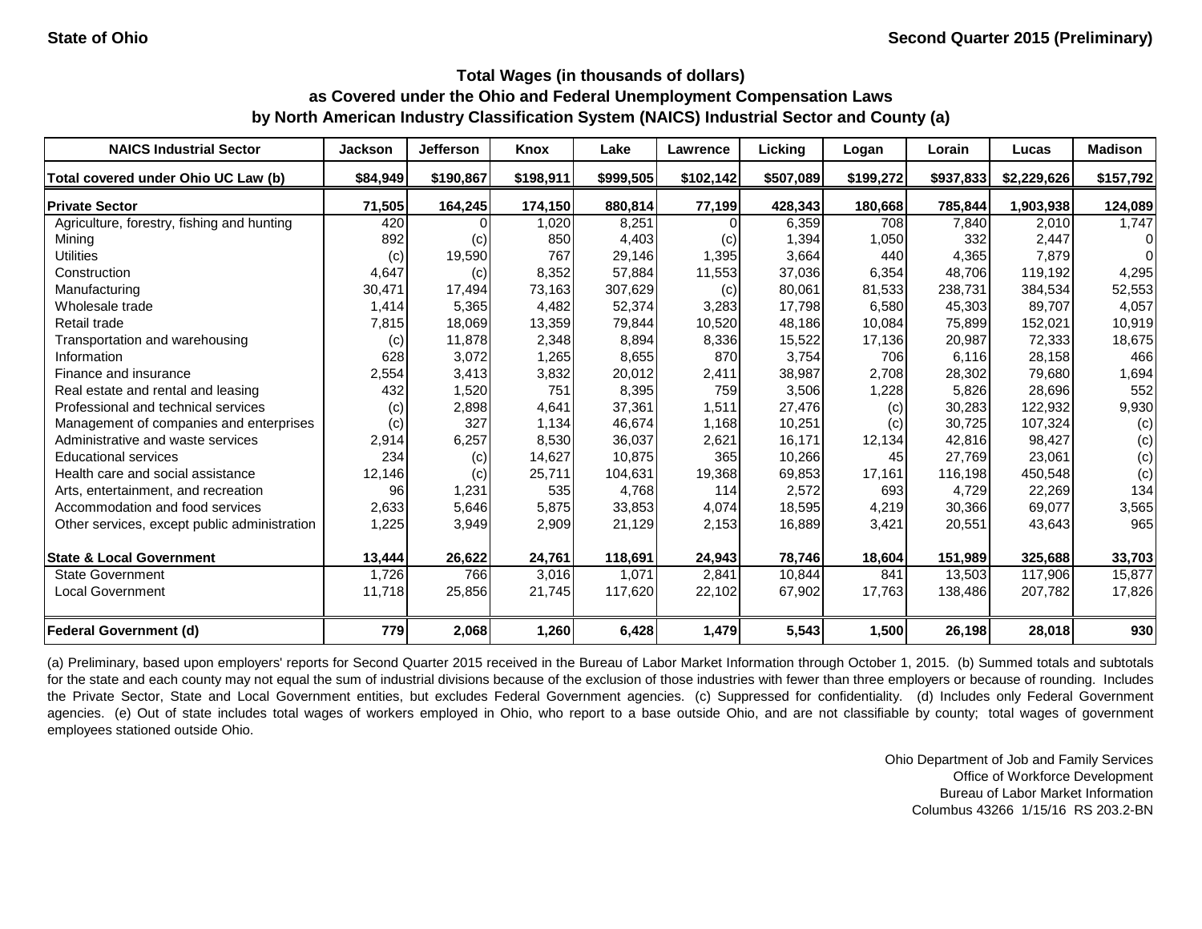State of Ohio

Second Quarter 2015 (Preliminary)

# Total Wages (in thousands of dollars) as Covered under the Ohio and Federal Unemployment Compensation Laws by North American Industry Classification System (NAICS) Industrial Sector and County (a)

| NAICS Industrial Sector | Jackson | Jefferson | Knox | Lake | Lawrence | Licking | Logan | Lorain | Lucas | Madison |
|---|---|---|---|---|---|---|---|---|---|---|
| **Total covered under Ohio UC Law (b)** | **$84,949** | **$190,867** | **$198,911** | **$999,505** | **$102,142** | **$507,089** | **$199,272** | **$937,833** | **$2,229,626** | **$157,792** |
| **Private Sector** | **71,505** | **164,245** | **174,150** | **880,814** | **77,199** | **428,343** | **180,668** | **785,844** | **1,903,938** | **124,089** |
| Agriculture, forestry, fishing and hunting | 420 | 0 | 1,020 | 8,251 | 0 | 6,359 | 708 | 7,840 | 2,010 | 1,747 |
| Mining | 892 | (c) | 850 | 4,403 | (c) | 1,394 | 1,050 | 332 | 2,447 | 0 |
| Utilities | (c) | 19,590 | 767 | 29,146 | 1,395 | 3,664 | 440 | 4,365 | 7,879 | 0 |
| Construction | 4,647 | (c) | 8,352 | 57,884 | 11,553 | 37,036 | 6,354 | 48,706 | 119,192 | 4,295 |
| Manufacturing | 30,471 | 17,494 | 73,163 | 307,629 | (c) | 80,061 | 81,533 | 238,731 | 384,534 | 52,553 |
| Wholesale trade | 1,414 | 5,365 | 4,482 | 52,374 | 3,283 | 17,798 | 6,580 | 45,303 | 89,707 | 4,057 |
| Retail trade | 7,815 | 18,069 | 13,359 | 79,844 | 10,520 | 48,186 | 10,084 | 75,899 | 152,021 | 10,919 |
| Transportation and warehousing | (c) | 11,878 | 2,348 | 8,894 | 8,336 | 15,522 | 17,136 | 20,987 | 72,333 | 18,675 |
| Information | 628 | 3,072 | 1,265 | 8,655 | 870 | 3,754 | 706 | 6,116 | 28,158 | 466 |
| Finance and insurance | 2,554 | 3,413 | 3,832 | 20,012 | 2,411 | 38,987 | 2,708 | 28,302 | 79,680 | 1,694 |
| Real estate and rental and leasing | 432 | 1,520 | 751 | 8,395 | 759 | 3,506 | 1,228 | 5,826 | 28,696 | 552 |
| Professional and technical services | (c) | 2,898 | 4,641 | 37,361 | 1,511 | 27,476 | (c) | 30,283 | 122,932 | 9,930 |
| Management of companies and enterprises | (c) | 327 | 1,134 | 46,674 | 1,168 | 10,251 | (c) | 30,725 | 107,324 | (c) |
| Administrative and waste services | 2,914 | 6,257 | 8,530 | 36,037 | 2,621 | 16,171 | 12,134 | 42,816 | 98,427 | (c) |
| Educational services | 234 | (c) | 14,627 | 10,875 | 365 | 10,266 | 45 | 27,769 | 23,061 | (c) |
| Health care and social assistance | 12,146 | (c) | 25,711 | 104,631 | 19,368 | 69,853 | 17,161 | 116,198 | 450,548 | (c) |
| Arts, entertainment, and recreation | 96 | 1,231 | 535 | 4,768 | 114 | 2,572 | 693 | 4,729 | 22,269 | 134 |
| Accommodation and food services | 2,633 | 5,646 | 5,875 | 33,853 | 4,074 | 18,595 | 4,219 | 30,366 | 69,077 | 3,565 |
| Other services, except public administration | 1,225 | 3,949 | 2,909 | 21,129 | 2,153 | 16,889 | 3,421 | 20,551 | 43,643 | 965 |
| **State & Local Government** | **13,444** | **26,622** | **24,761** | **118,691** | **24,943** | **78,746** | **18,604** | **151,989** | **325,688** | **33,703** |
| State Government | 1,726 | 766 | 3,016 | 1,071 | 2,841 | 10,844 | 841 | 13,503 | 117,906 | 15,877 |
| Local Government | 11,718 | 25,856 | 21,745 | 117,620 | 22,102 | 67,902 | 17,763 | 138,486 | 207,782 | 17,826 |
| **Federal Government (d)** | **779** | **2,068** | **1,260** | **6,428** | **1,479** | **5,543** | **1,500** | **26,198** | **28,018** | **930** |

(a) Preliminary, based upon employers' reports for Second Quarter 2015 received in the Bureau of Labor Market Information through October 1, 2015. (b) Summed totals and subtotals for the state and each county may not equal the sum of industrial divisions because of the exclusion of those industries with fewer than three employers or because of rounding. Includes the Private Sector, State and Local Government entities, but excludes Federal Government agencies. (c) Suppressed for confidentiality. (d) Includes only Federal Government agencies. (e) Out of state includes total wages of workers employed in Ohio, who report to a base outside Ohio, and are not classifiable by county; total wages of government employees stationed outside Ohio.

Ohio Department of Job and Family Services
Office of Workforce Development
Bureau of Labor Market Information
Columbus 43266 1/15/16 RS 203.2-BN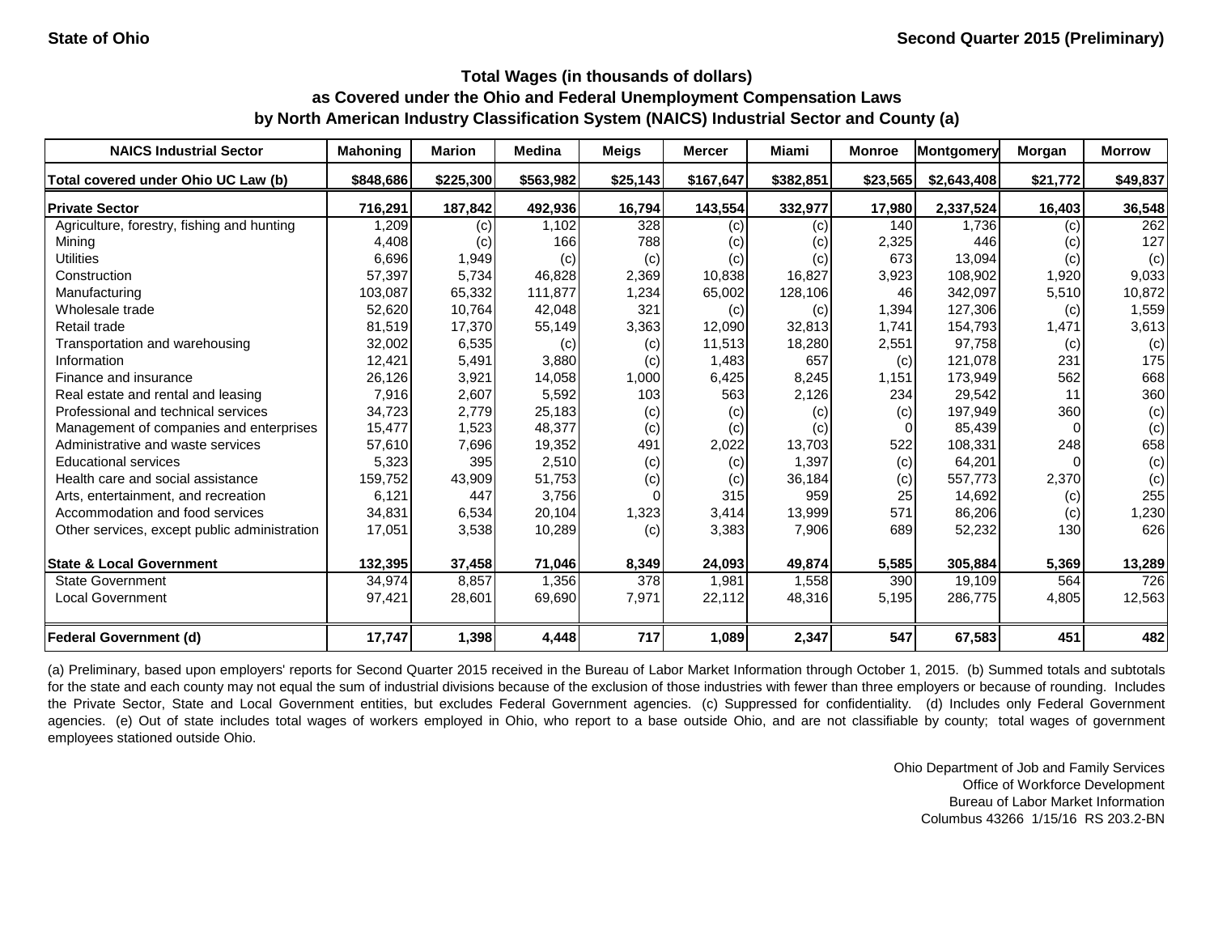State of Ohio

Second Quarter 2015 (Preliminary)

## Total Wages (in thousands of dollars) as Covered under the Ohio and Federal Unemployment Compensation Laws by North American Industry Classification System (NAICS) Industrial Sector and County (a)

| NAICS Industrial Sector | Mahoning | Marion | Medina | Meigs | Mercer | Miami | Monroe | Montgomery | Morgan | Morrow |
|---|---|---|---|---|---|---|---|---|---|---|
| **Total covered under Ohio UC Law (b)** | **$848,686** | **$225,300** | **$563,982** | **$25,143** | **$167,647** | **$382,851** | **$23,565** | **$2,643,408** | **$21,772** | **$49,837** |
| **Private Sector** | **716,291** | **187,842** | **492,936** | **16,794** | **143,554** | **332,977** | **17,980** | **2,337,524** | **16,403** | **36,548** |
| Agriculture, forestry, fishing and hunting | 1,209 | (c) | 1,102 | 328 | (c) | (c) | 140 | 1,736 | (c) | 262 |
| Mining | 4,408 | (c) | 166 | 788 | (c) | (c) | 2,325 | 446 | (c) | 127 |
| Utilities | 6,696 | 1,949 | (c) | (c) | (c) | (c) | 673 | 13,094 | (c) | (c) |
| Construction | 57,397 | 5,734 | 46,828 | 2,369 | 10,838 | 16,827 | 3,923 | 108,902 | 1,920 | 9,033 |
| Manufacturing | 103,087 | 65,332 | 111,877 | 1,234 | 65,002 | 128,106 | 46 | 342,097 | 5,510 | 10,872 |
| Wholesale trade | 52,620 | 10,764 | 42,048 | 321 | (c) | (c) | 1,394 | 127,306 | (c) | 1,559 |
| Retail trade | 81,519 | 17,370 | 55,149 | 3,363 | 12,090 | 32,813 | 1,741 | 154,793 | 1,471 | 3,613 |
| Transportation and warehousing | 32,002 | 6,535 | (c) | (c) | 11,513 | 18,280 | 2,551 | 97,758 | (c) | (c) |
| Information | 12,421 | 5,491 | 3,880 | (c) | 1,483 | 657 | (c) | 121,078 | 231 | 175 |
| Finance and insurance | 26,126 | 3,921 | 14,058 | 1,000 | 6,425 | 8,245 | 1,151 | 173,949 | 562 | 668 |
| Real estate and rental and leasing | 7,916 | 2,607 | 5,592 | 103 | 563 | 2,126 | 234 | 29,542 | 11 | 360 |
| Professional and technical services | 34,723 | 2,779 | 25,183 | (c) | (c) | (c) | (c) | 197,949 | 360 | (c) |
| Management of companies and enterprises | 15,477 | 1,523 | 48,377 | (c) | (c) | (c) | 0 | 85,439 | 0 | (c) |
| Administrative and waste services | 57,610 | 7,696 | 19,352 | 491 | 2,022 | 13,703 | 522 | 108,331 | 248 | 658 |
| Educational services | 5,323 | 395 | 2,510 | (c) | (c) | 1,397 | (c) | 64,201 | 0 | (c) |
| Health care and social assistance | 159,752 | 43,909 | 51,753 | (c) | (c) | 36,184 | (c) | 557,773 | 2,370 | (c) |
| Arts, entertainment, and recreation | 6,121 | 447 | 3,756 | 0 | 315 | 959 | 25 | 14,692 | (c) | 255 |
| Accommodation and food services | 34,831 | 6,534 | 20,104 | 1,323 | 3,414 | 13,999 | 571 | 86,206 | (c) | 1,230 |
| Other services, except public administration | 17,051 | 3,538 | 10,289 | (c) | 3,383 | 7,906 | 689 | 52,232 | 130 | 626 |
| **State & Local Government** | **132,395** | **37,458** | **71,046** | **8,349** | **24,093** | **49,874** | **5,585** | **305,884** | **5,369** | **13,289** |
| State Government | 34,974 | 8,857 | 1,356 | 378 | 1,981 | 1,558 | 390 | 19,109 | 564 | 726 |
| Local Government | 97,421 | 28,601 | 69,690 | 7,971 | 22,112 | 48,316 | 5,195 | 286,775 | 4,805 | 12,563 |
| **Federal Government (d)** | **17,747** | **1,398** | **4,448** | **717** | **1,089** | **2,347** | **547** | **67,583** | **451** | **482** |

(a) Preliminary, based upon employers' reports for Second Quarter 2015 received in the Bureau of Labor Market Information through October 1, 2015. (b) Summed totals and subtotals for the state and each county may not equal the sum of industrial divisions because of the exclusion of those industries with fewer than three employers or because of rounding. Includes the Private Sector, State and Local Government entities, but excludes Federal Government agencies. (c) Suppressed for confidentiality. (d) Includes only Federal Government agencies. (e) Out of state includes total wages of workers employed in Ohio, who report to a base outside Ohio, and are not classifiable by county; total wages of government employees stationed outside Ohio.

Ohio Department of Job and Family Services
Office of Workforce Development
Bureau of Labor Market Information
Columbus 43266 1/15/16 RS 203.2-BN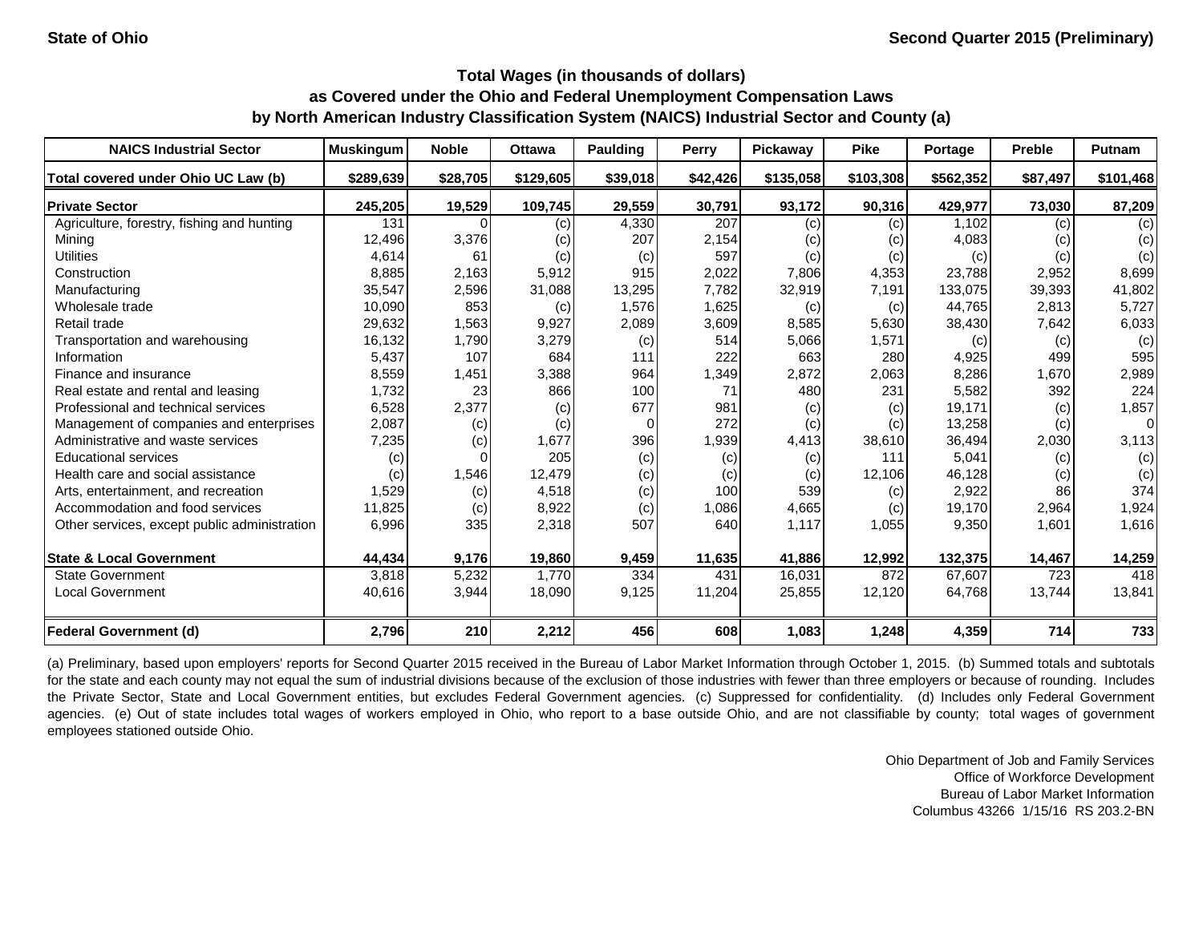State of Ohio | Second Quarter 2015 (Preliminary)

# Total Wages (in thousands of dollars) as Covered under the Ohio and Federal Unemployment Compensation Laws by North American Industry Classification System (NAICS) Industrial Sector and County (a)

| NAICS Industrial Sector | Muskingum | Noble | Ottawa | Paulding | Perry | Pickaway | Pike | Portage | Preble | Putnam |
|---|---|---|---|---|---|---|---|---|---|---|
| **Total covered under Ohio UC Law (b)** | **$289,639** | **$28,705** | **$129,605** | **$39,018** | **$42,426** | **$135,058** | **$103,308** | **$562,352** | **$87,497** | **$101,468** |
| **Private Sector** | **245,205** | **19,529** | **109,745** | **29,559** | **30,791** | **93,172** | **90,316** | **429,977** | **73,030** | **87,209** |
| Agriculture, forestry, fishing and hunting | 131 | 0 | (c) | 4,330 | 207 | (c) | (c) | 1,102 | (c) | (c) |
| Mining | 12,496 | 3,376 | (c) | 207 | 2,154 | (c) | (c) | 4,083 | (c) | (c) |
| Utilities | 4,614 | 61 | (c) | (c) | 597 | (c) | (c) | (c) | (c) | (c) |
| Construction | 8,885 | 2,163 | 5,912 | 915 | 2,022 | 7,806 | 4,353 | 23,788 | 2,952 | 8,699 |
| Manufacturing | 35,547 | 2,596 | 31,088 | 13,295 | 7,782 | 32,919 | 7,191 | 133,075 | 39,393 | 41,802 |
| Wholesale trade | 10,090 | 853 | (c) | 1,576 | 1,625 | (c) | (c) | 44,765 | 2,813 | 5,727 |
| Retail trade | 29,632 | 1,563 | 9,927 | 2,089 | 3,609 | 8,585 | 5,630 | 38,430 | 7,642 | 6,033 |
| Transportation and warehousing | 16,132 | 1,790 | 3,279 | (c) | 514 | 5,066 | 1,571 | (c) | (c) | (c) |
| Information | 5,437 | 107 | 684 | 111 | 222 | 663 | 280 | 4,925 | 499 | 595 |
| Finance and insurance | 8,559 | 1,451 | 3,388 | 964 | 1,349 | 2,872 | 2,063 | 8,286 | 1,670 | 2,989 |
| Real estate and rental and leasing | 1,732 | 23 | 866 | 100 | 71 | 480 | 231 | 5,582 | 392 | 224 |
| Professional and technical services | 6,528 | 2,377 | (c) | 677 | 981 | (c) | (c) | 19,171 | (c) | 1,857 |
| Management of companies and enterprises | 2,087 | (c) | (c) | 0 | 272 | (c) | (c) | 13,258 | (c) | 0 |
| Administrative and waste services | 7,235 | (c) | 1,677 | 396 | 1,939 | 4,413 | 38,610 | 36,494 | 2,030 | 3,113 |
| Educational services | (c) | 0 | 205 | (c) | (c) | (c) | 111 | 5,041 | (c) | (c) |
| Health care and social assistance | (c) | 1,546 | 12,479 | (c) | (c) | (c) | 12,106 | 46,128 | (c) | (c) |
| Arts, entertainment, and recreation | 1,529 | (c) | 4,518 | (c) | 100 | 539 | (c) | 2,922 | 86 | 374 |
| Accommodation and food services | 11,825 | (c) | 8,922 | (c) | 1,086 | 4,665 | (c) | 19,170 | 2,964 | 1,924 |
| Other services, except public administration | 6,996 | 335 | 2,318 | 507 | 640 | 1,117 | 1,055 | 9,350 | 1,601 | 1,616 |
| **State & Local Government** | **44,434** | **9,176** | **19,860** | **9,459** | **11,635** | **41,886** | **12,992** | **132,375** | **14,467** | **14,259** |
| State Government | 3,818 | 5,232 | 1,770 | 334 | 431 | 16,031 | 872 | 67,607 | 723 | 418 |
| Local Government | 40,616 | 3,944 | 18,090 | 9,125 | 11,204 | 25,855 | 12,120 | 64,768 | 13,744 | 13,841 |
| **Federal Government (d)** | **2,796** | **210** | **2,212** | **456** | **608** | **1,083** | **1,248** | **4,359** | **714** | **733** |

(a) Preliminary, based upon employers' reports for Second Quarter 2015 received in the Bureau of Labor Market Information through October 1, 2015. (b) Summed totals and subtotals for the state and each county may not equal the sum of industrial divisions because of the exclusion of those industries with fewer than three employers or because of rounding. Includes the Private Sector, State and Local Government entities, but excludes Federal Government agencies. (c) Suppressed for confidentiality. (d) Includes only Federal Government agencies. (e) Out of state includes total wages of workers employed in Ohio, who report to a base outside Ohio, and are not classifiable by county; total wages of government employees stationed outside Ohio.

Ohio Department of Job and Family Services
Office of Workforce Development
Bureau of Labor Market Information
Columbus 43266 1/15/16 RS 203.2-BN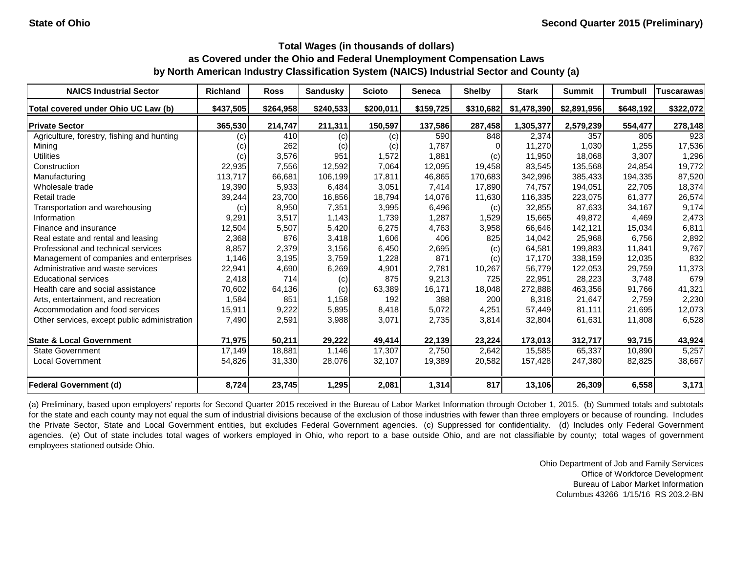State of Ohio | Second Quarter 2015 (Preliminary)

### Total Wages (in thousands of dollars)
### as Covered under the Ohio and Federal Unemployment Compensation Laws
### by North American Industry Classification System (NAICS) Industrial Sector and County (a)

| NAICS Industrial Sector | Richland | Ross | Sandusky | Scioto | Seneca | Shelby | Stark | Summit | Trumbull | Tuscarawas |
|---|---|---|---|---|---|---|---|---|---|---|
| **Total covered under Ohio UC Law (b)** | **$437,505** | **$264,958** | **$240,533** | **$200,011** | **$159,725** | **$310,682** | **$1,478,390** | **$2,891,956** | **$648,192** | **$322,072** |
| **Private Sector** | **365,530** | **214,747** | **211,311** | **150,597** | **137,586** | **287,458** | **1,305,377** | **2,579,239** | **554,477** | **278,148** |
| Agriculture, forestry, fishing and hunting | (c) | 410 | (c) | (c) | 590 | 848 | 2,374 | 357 | 805 | 923 |
| Mining | (c) | 262 | (c) | (c) | 1,787 | 0 | 11,270 | 1,030 | 1,255 | 17,536 |
| Utilities | (c) | 3,576 | 951 | 1,572 | 1,881 | (c) | 11,950 | 18,068 | 3,307 | 1,296 |
| Construction | 22,935 | 7,556 | 12,592 | 7,064 | 12,095 | 19,458 | 83,545 | 135,568 | 24,854 | 19,772 |
| Manufacturing | 113,717 | 66,681 | 106,199 | 17,811 | 46,865 | 170,683 | 342,996 | 385,433 | 194,335 | 87,520 |
| Wholesale trade | 19,390 | 5,933 | 6,484 | 3,051 | 7,414 | 17,890 | 74,757 | 194,051 | 22,705 | 18,374 |
| Retail trade | 39,244 | 23,700 | 16,856 | 18,794 | 14,076 | 11,630 | 116,335 | 223,075 | 61,377 | 26,574 |
| Transportation and warehousing | (c) | 8,950 | 7,351 | 3,995 | 6,496 | (c) | 32,855 | 87,633 | 34,167 | 9,174 |
| Information | 9,291 | 3,517 | 1,143 | 1,739 | 1,287 | 1,529 | 15,665 | 49,872 | 4,469 | 2,473 |
| Finance and insurance | 12,504 | 5,507 | 5,420 | 6,275 | 4,763 | 3,958 | 66,646 | 142,121 | 15,034 | 6,811 |
| Real estate and rental and leasing | 2,368 | 876 | 3,418 | 1,606 | 406 | 825 | 14,042 | 25,968 | 6,756 | 2,892 |
| Professional and technical services | 8,857 | 2,379 | 3,156 | 6,450 | 2,695 | (c) | 64,581 | 199,883 | 11,841 | 9,767 |
| Management of companies and enterprises | 1,146 | 3,195 | 3,759 | 1,228 | 871 | (c) | 17,170 | 338,159 | 12,035 | 832 |
| Administrative and waste services | 22,941 | 4,690 | 6,269 | 4,901 | 2,781 | 10,267 | 56,779 | 122,053 | 29,759 | 11,373 |
| Educational services | 2,418 | 714 | (c) | 875 | 9,213 | 725 | 22,951 | 28,223 | 3,748 | 679 |
| Health care and social assistance | 70,602 | 64,136 | (c) | 63,389 | 16,171 | 18,048 | 272,888 | 463,356 | 91,766 | 41,321 |
| Arts, entertainment, and recreation | 1,584 | 851 | 1,158 | 192 | 388 | 200 | 8,318 | 21,647 | 2,759 | 2,230 |
| Accommodation and food services | 15,911 | 9,222 | 5,895 | 8,418 | 5,072 | 4,251 | 57,449 | 81,111 | 21,695 | 12,073 |
| Other services, except public administration | 7,490 | 2,591 | 3,988 | 3,071 | 2,735 | 3,814 | 32,804 | 61,631 | 11,808 | 6,528 |
| **State & Local Government** | **71,975** | **50,211** | **29,222** | **49,414** | **22,139** | **23,224** | **173,013** | **312,717** | **93,715** | **43,924** |
| State Government | 17,149 | 18,881 | 1,146 | 17,307 | 2,750 | 2,642 | 15,585 | 65,337 | 10,890 | 5,257 |
| Local Government | 54,826 | 31,330 | 28,076 | 32,107 | 19,389 | 20,582 | 157,428 | 247,380 | 82,825 | 38,667 |
| **Federal Government (d)** | **8,724** | **23,745** | **1,295** | **2,081** | **1,314** | **817** | **13,106** | **26,309** | **6,558** | **3,171** |

(a) Preliminary, based upon employers' reports for Second Quarter 2015 received in the Bureau of Labor Market Information through October 1, 2015. (b) Summed totals and subtotals for the state and each county may not equal the sum of industrial divisions because of the exclusion of those industries with fewer than three employers or because of rounding. Includes the Private Sector, State and Local Government entities, but excludes Federal Government agencies. (c) Suppressed for confidentiality. (d) Includes only Federal Government agencies. (e) Out of state includes total wages of workers employed in Ohio, who report to a base outside Ohio, and are not classifiable by county; total wages of government employees stationed outside Ohio.

Ohio Department of Job and Family Services
Office of Workforce Development
Bureau of Labor Market Information
Columbus 43266 1/15/16 RS 203.2-BN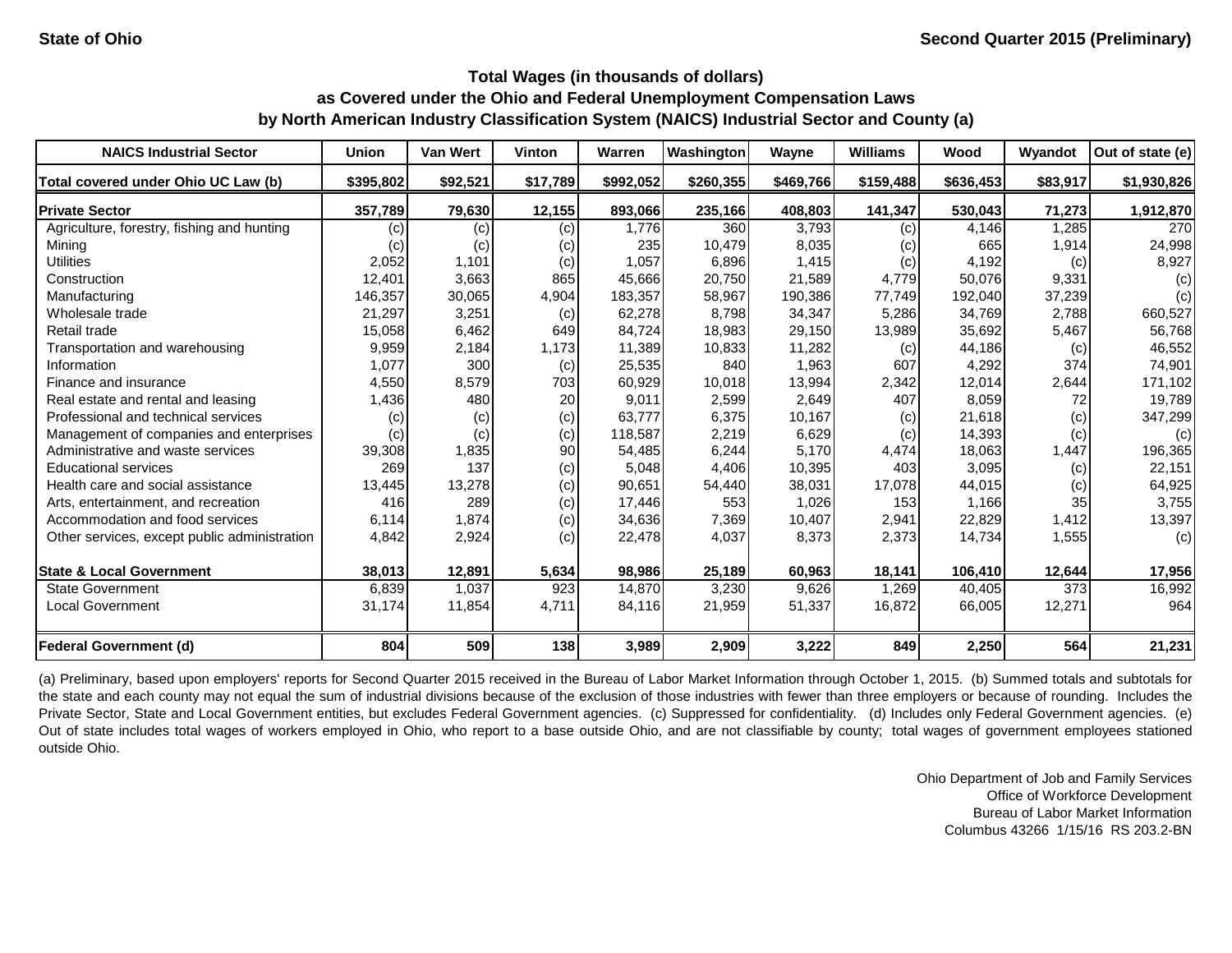**State of Ohio** | **Second Quarter 2015 (Preliminary)**

## Total Wages (in thousands of dollars) as Covered under the Ohio and Federal Unemployment Compensation Laws by North American Industry Classification System (NAICS) Industrial Sector and County (a)

| NAICS Industrial Sector | Union | Van Wert | Vinton | Warren | Washington | Wayne | Williams | Wood | Wyandot | Out of state (e) |
|---|---|---|---|---|---|---|---|---|---|---|
| **Total covered under Ohio UC Law (b)** | **$395,802** | **$92,521** | **$17,789** | **$992,052** | **$260,355** | **$469,766** | **$159,488** | **$636,453** | **$83,917** | **$1,930,826** |
| **Private Sector** | **357,789** | **79,630** | **12,155** | **893,066** | **235,166** | **408,803** | **141,347** | **530,043** | **71,273** | **1,912,870** |
| Agriculture, forestry, fishing and hunting | (c) | (c) | (c) | 1,776 | 360 | 3,793 | (c) | 4,146 | 1,285 | 270 |
| Mining | (c) | (c) | (c) | 235 | 10,479 | 8,035 | (c) | 665 | 1,914 | 24,998 |
| Utilities | 2,052 | 1,101 | (c) | 1,057 | 6,896 | 1,415 | (c) | 4,192 | (c) | 8,927 |
| Construction | 12,401 | 3,663 | 865 | 45,666 | 20,750 | 21,589 | 4,779 | 50,076 | 9,331 | (c) |
| Manufacturing | 146,357 | 30,065 | 4,904 | 183,357 | 58,967 | 190,386 | 77,749 | 192,040 | 37,239 | (c) |
| Wholesale trade | 21,297 | 3,251 | (c) | 62,278 | 8,798 | 34,347 | 5,286 | 34,769 | 2,788 | 660,527 |
| Retail trade | 15,058 | 6,462 | 649 | 84,724 | 18,983 | 29,150 | 13,989 | 35,692 | 5,467 | 56,768 |
| Transportation and warehousing | 9,959 | 2,184 | 1,173 | 11,389 | 10,833 | 11,282 | (c) | 44,186 | (c) | 46,552 |
| Information | 1,077 | 300 | (c) | 25,535 | 840 | 1,963 | 607 | 4,292 | 374 | 74,901 |
| Finance and insurance | 4,550 | 8,579 | 703 | 60,929 | 10,018 | 13,994 | 2,342 | 12,014 | 2,644 | 171,102 |
| Real estate and rental and leasing | 1,436 | 480 | 20 | 9,011 | 2,599 | 2,649 | 407 | 8,059 | 72 | 19,789 |
| Professional and technical services | (c) | (c) | (c) | 63,777 | 6,375 | 10,167 | (c) | 21,618 | (c) | 347,299 |
| Management of companies and enterprises | (c) | (c) | (c) | 118,587 | 2,219 | 6,629 | (c) | 14,393 | (c) | (c) |
| Administrative and waste services | 39,308 | 1,835 | 90 | 54,485 | 6,244 | 5,170 | 4,474 | 18,063 | 1,447 | 196,365 |
| Educational services | 269 | 137 | (c) | 5,048 | 4,406 | 10,395 | 403 | 3,095 | (c) | 22,151 |
| Health care and social assistance | 13,445 | 13,278 | (c) | 90,651 | 54,440 | 38,031 | 17,078 | 44,015 | (c) | 64,925 |
| Arts, entertainment, and recreation | 416 | 289 | (c) | 17,446 | 553 | 1,026 | 153 | 1,166 | 35 | 3,755 |
| Accommodation and food services | 6,114 | 1,874 | (c) | 34,636 | 7,369 | 10,407 | 2,941 | 22,829 | 1,412 | 13,397 |
| Other services, except public administration | 4,842 | 2,924 | (c) | 22,478 | 4,037 | 8,373 | 2,373 | 14,734 | 1,555 | (c) |
| **State & Local Government** | **38,013** | **12,891** | **5,634** | **98,986** | **25,189** | **60,963** | **18,141** | **106,410** | **12,644** | **17,956** |
| State Government | 6,839 | 1,037 | 923 | 14,870 | 3,230 | 9,626 | 1,269 | 40,405 | 373 | 16,992 |
| Local Government | 31,174 | 11,854 | 4,711 | 84,116 | 21,959 | 51,337 | 16,872 | 66,005 | 12,271 | 964 |
| **Federal Government (d)** | **804** | **509** | **138** | **3,989** | **2,909** | **3,222** | **849** | **2,250** | **564** | **21,231** |

(a) Preliminary, based upon employers' reports for Second Quarter 2015 received in the Bureau of Labor Market Information through October 1, 2015. (b) Summed totals and subtotals for the state and each county may not equal the sum of industrial divisions because of the exclusion of those industries with fewer than three employers or because of rounding. Includes the Private Sector, State and Local Government entities, but excludes Federal Government agencies. (c) Suppressed for confidentiality. (d) Includes only Federal Government agencies. (e) Out of state includes total wages of workers employed in Ohio, who report to a base outside Ohio, and are not classifiable by county; total wages of government employees stationed outside Ohio.

Ohio Department of Job and Family Services
Office of Workforce Development
Bureau of Labor Market Information
Columbus 43266 1/15/16 RS 203.2-BN